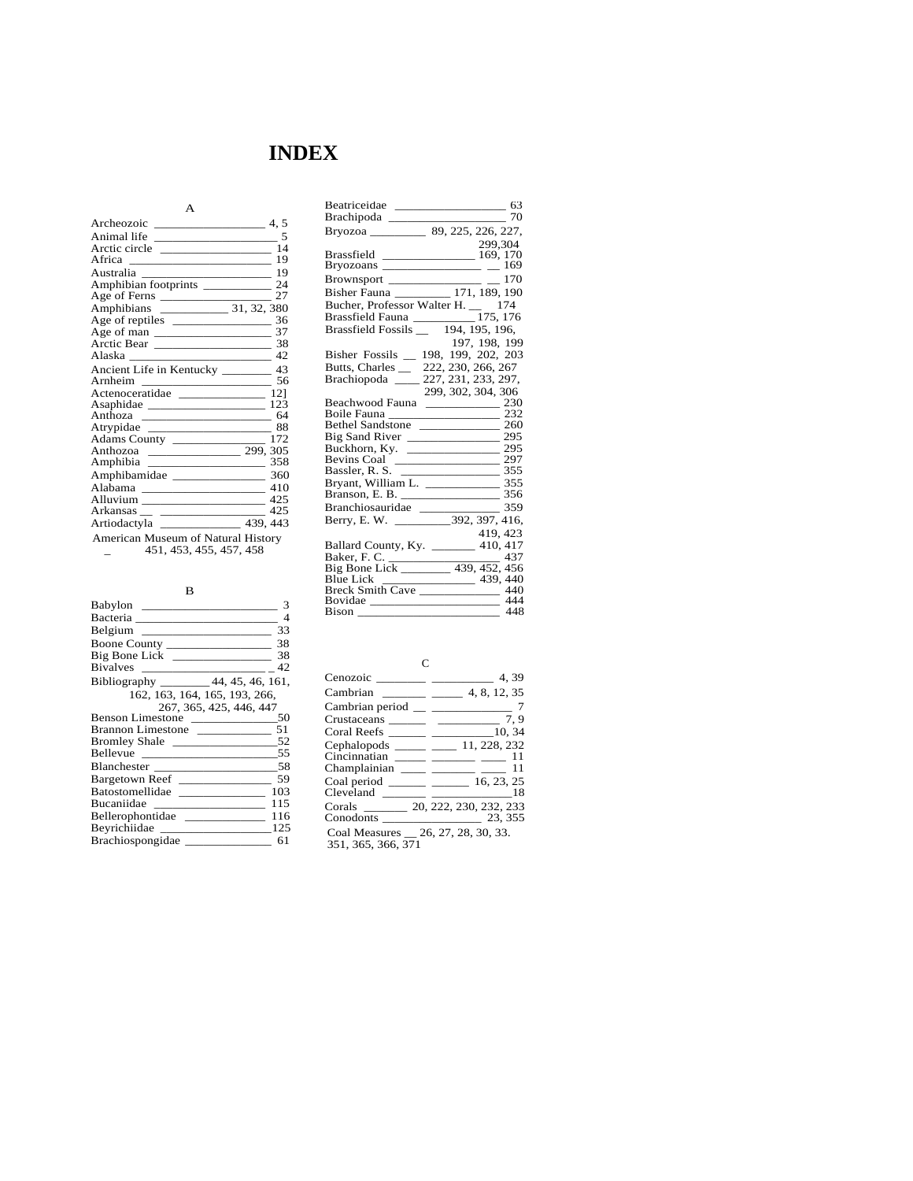# INDEX

### A

Archeozoic __________________ 4, 5
Animal life ____________________ 5
Arctic circle __________________ 14
Africa ________________________ 19
Australia ______________________ 19
Amphibian footprints ___________ 24
Age of Ferns __________________ 27
Amphibians ___________ 31, 32, 380
Age of reptiles ________________ 36
Age of man ____________________ 37
Arctic Bear ____________________ 38
Alaska ________________________ 42
Ancient Life in Kentucky ________ 43
Arnheim ______________________ 56
Actenoceratidae ______________ 12]
Asaphidae ___________________ 123
Anthoza _______________________ 64
Atrypidae _____________________ 88
Adams County ________________ 172
Anthozoa _______________ 299, 305
Amphibia ____________________ 358
Amphibamidae _______________ 360
Alabama _____________________ 410
Alluvium _____________________ 425
Arkansas __ _________________ 425
Artiodactyla _____________ 439, 443
American Museum of Natural History
_ 451, 453, 455, 457, 458

### B

Babylon _______________________ 3
Bacteria _______________________ 4
Belgium _______________________ 33
Boone County __________________ 38
Big Bone Lick _________________ 38
Bivalves _____________________ _ 42
Bibliography ________ 44, 45, 46, 161, 162, 163, 164, 165, 193, 266, 267, 365, 425, 446, 447
Benson Limestone ______________50
Brannon Limestone ____________ 51
Bromley Shale _________________52
Bellevue _______________________55
Blanchester _____________________58
Bargetown Reef ________________ 59
Batostomellidae _______________ 103
Bucaniidae ___________________ 115
Bellerophontidae ______________ 116
Beyrichiidae __________________125
Brachiospongidae ______________ 61
Beatriceidae __________________ 63
Brachipoda ____________________ 70
Bryozoa _________ 89, 225, 226, 227, 299,304
Brassfield _______________ 169, 170
Bryozoans ________________ __ 169
Brownsport _______________ __ 170
Bisher Fauna _________ 171, 189, 190
Bucher, Professor Walter H. __ 174
Brassfield Fauna _________175, 176
Brassfield Fossils __ 194, 195, 196, 197, 198, 199
Bisher Fossils __ 198, 199, 202, 203
Butts, Charles __ 222, 230, 266, 267
Brachiopoda ____ 227, 231, 233, 297, 299, 302, 304, 306
Beachwood Fauna ____________ 230
Boile Fauna __________________ 232
Bethel Sandstone _____________ 260
Big Sand River _______________ 295
Buckhorn, Ky. ________________ 295
Bevins Coal __________________ 297
Bassler, R. S. ________________ 355
Bryant, William L. ____________ 355
Branson, E. B. ________________ 356
Branchiosauridae _____________ 359
Berry, E. W. _________392, 397, 416, 419, 423
Ballard County, Ky. _______ 410, 417
Baker, F. C. __________________ 437
Big Bone Lick ________ 439, 452, 456
Blue Lick ______________ 439, 440
Breck Smith Cave ____________ 440
Bovidae ______________________ 444
Bison ________________________ 448

### C

Cenozoic ________ __________ 4, 39
Cambrian _______ _____ 4, 8, 12, 35
Cambrian period __ _____________ 7
Crustaceans ______ __________ 7, 9
Coral Reefs ______ __________10, 34
Cephalopods _____ ____ 11, 228, 232
Cincinnatian _____ _______ ____ 11
Champlainian ____ _______ ____ 11
Coal period ______ ______ 16, 23, 25
Cleveland _______ _____________18
Corals _______ 20, 222, 230, 232, 233
Conodonts ________________ 23, 355
Coal Measures __ 26, 27, 28, 30, 33. 351, 365, 366, 371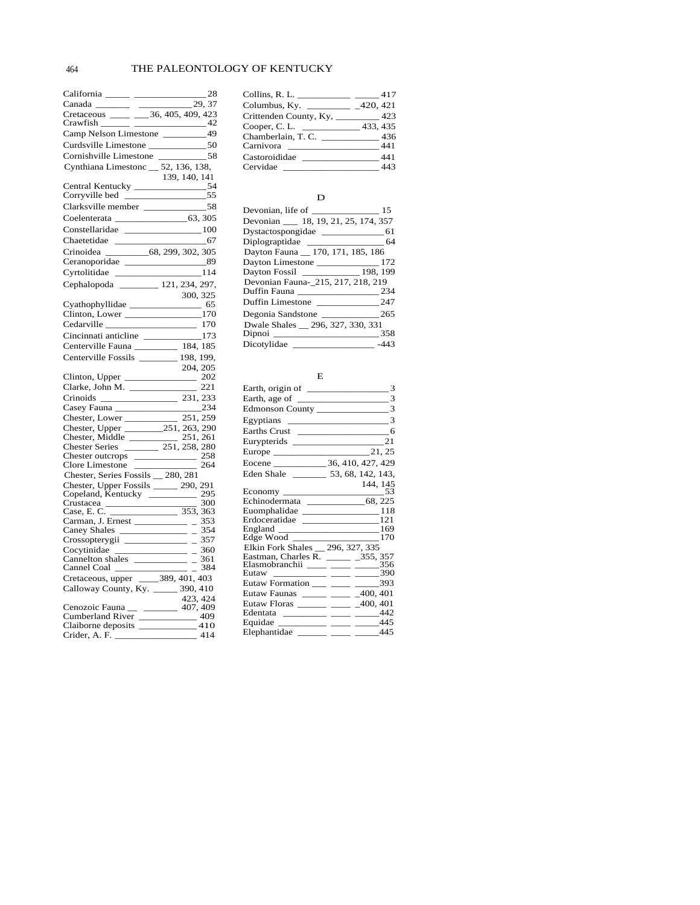California ____ ______________ 28
Canada _______ ___________ 29, 37
Cretaceous ____ ___ 36, 405, 409, 423
Crawfish ______ ______________ 42
Camp Nelson Limestone _________ 49
Curdsville Limestone ____________ 50
Cornishville Limestone __________ 58
Cynthiana Limestonc __ 52, 136, 138, 139, 140, 141
Central Kentucky _______________ 54
Corryville bed _________________ 55
Clarksville member _____________ 58
Coelenterata _______________ 63, 305
Constellaridae ________________ 100
Chaetetidae ___________________ 67
Crinoidea _________ 68, 299, 302, 305
Ceranoporidae _________________ 89
Cyrtolitidae __________________ 114
Cephalopoda ________ 121, 234, 297, 300, 325
Cyathophyllidae _______________ 65
Clinton, Lower ________________ 170
Cedarville ___________________ 170
Cincinnati anticline ____________ 173
Centerville Fauna _________ 184, 185
Centerville Fossils ________ 198, 199, 204, 205
Clinton, Upper _______________ 202
Clarke, John M. ______________ 221
Crinoids _______________ 231, 233
Casey Fauna __________________ 234
Chester, Lower ___________ 251, 259
Chester, Upper ________ 251, 263, 290
Chester, Middle __________ 251, 261
Chester Series _______ 251, 258, 280
Chester outcrops _____________ 258
Clore Limestone ______________ 264
Chester, Series Fossils __ 280, 281
Chester, Upper Fossils _____ 290, 291
Copeland, Kentucky __________ 295
Crustacea ___________________ 300
Case, E. C. ______________ 353, 363
Carman, J. Ernest ___________ _ 353
Caney Shales _____________ _ 354
Crossopterygii _____________ _ 357
Cocytinidae _______________ _ 360
Cannelton shales ___________ _ 361
Cannel Coal _______________ _ 384
Cretaceous, upper ____ 389, 401, 403
Calloway County, Ky. _____ 390, 410 423, 424
Cenozoic Fauna __ _______ 407, 409
Cumberland River ____________ 409
Claiborne deposits ____________ 410
Crider, A. F. ________________ 414
Collins, R. L. __________ _____ 417
Columbus, Ky. _________ _420, 421
Crittenden County, Ky, _________ 423
Cooper, C. L. ___________ 433, 435
Chamberlain, T. C. ___________ 436
Carnivora ___________________ 441
Castoroididae _______________ 441
Cervidae ___________________ 443

## D

Devonian, life of ______________ 15
Devonian ___ 18, 19, 21, 25, 174, 357
Dystactospongidae ____________ 61
Diplograptidae ________________ 64
Dayton Fauna __ 170, 171, 185, 186
Dayton Limestone ____________ 172
Dayton Fossil ___________ 198, 199
Devonian Fauna-_215, 217, 218, 219
Duffin Fauna ________________ 234
Duffin Limestone _____________ 247
Degonia Sandstone ____________ 265
Dwale Shales __ 296, 327, 330, 331
Dipnoi _____________________ 358
Dicotylidae ________________ -443

## E

Earth, origin of _________________ 3
Earth, age of __________________ 3
Edmonson County ______________ 3
Egyptians ____________________ 3
Earths Crust __________________ 6
Eurypterids __________________ 21
Europe ___________________ 21, 25
Eocene __________ 36, 410, 427, 429
Eden Shale _______ 53, 68, 142, 143, 144, 145
Economy ____________________ 53
Echinodermata ___________ 68, 225
Euomphalidae ________________ 118
Erdoceratidae ________________ 121
England ____________________ 169
Edge Wood __________________ 170
Elkin Fork Shales __ 296, 327, 335
Eastman, Charles R. _____ _355, 357
Elasmobranchii ____ ____ _____356
Eutaw _________ ____ _____390
Eutaw Formation ___ ____ _____393
Eutaw Faunas _____ ____ _400, 401
Eutaw Floras ______ ____ _400, 401
Edentata _________ ____ _____442
Equidae _________ ____ _____445
Elephantidae ______ ____ _____445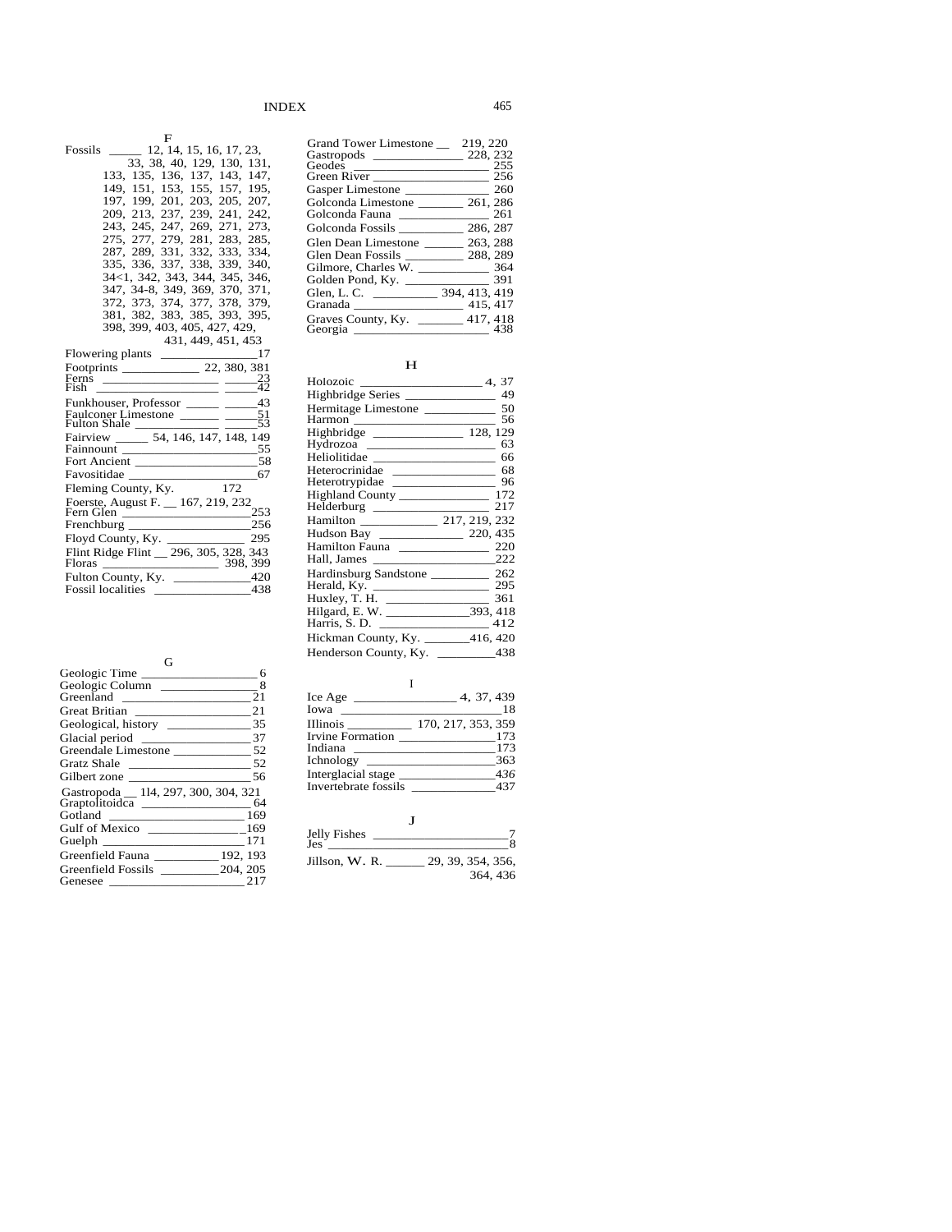## INDEX

### F

Fossils _____ 12, 14, 15, 16, 17, 23, 33, 38, 40, 129, 130, 131, 133, 135, 136, 137, 143, 147, 149, 151, 153, 155, 157, 195, 197, 199, 201, 203, 205, 207, 209, 213, 237, 239, 241, 242, 243, 245, 247, 269, 271, 273, 275, 277, 279, 281, 283, 285, 287, 289, 331, 332, 333, 334, 335, 336, 337, 338, 339, 340, 34<1, 342, 343, 344, 345, 346, 347, 34-8, 349, 369, 370, 371, 372, 373, 374, 377, 378, 379, 381, 382, 383, 385, 393, 395, 398, 399, 403, 405, 427, 429, 431, 449, 451, 453
Flowering plants _______________ 17
Footprints ____________ 22, 380, 381
Ferns ________________ _____ 23
Fish ________________ _____ 42
Funkhouser, Professor _____ _____ 43
Faulconer Limestone ______ _____ 51
Fulton Shale ___________ _____ 53
Fairview _____ 54, 146, 147, 148, 149
Fainnount _____________________ 55
Fort Ancient ___________________ 58
Favositidae ____________________ 67
Fleming County, Ky. 172
Foerste, August F. __ 167, 219, 232
Fern Glen _____________________ 253
Frenchburg ____________________ 256
Floyd County, Ky. ____________ 295
Flint Ridge Flint __ 296, 305, 328, 343
Floras __________________ 398, 399
Fulton County, Ky. ____________ 420
Fossil localities _______________ 438

### G

Geologic Time __________________ 6
Geologic Column _______________ 8
Greenland _____________________ 21
Great Britian __________________ 21
Geological, history _____________ 35
Glacial period _________________ 37
Greendale Limestone ____________ 52
Gratz Shale ___________________ 52
Gilbert zone ___________________ 56
Gastropoda __ 1l4, 297, 300, 304, 321
Graptolitoidca _________________ 64
Gotland ______________________ 169
Gulf of Mexico ________________ 169
Guelph _______________________ 171
Greenfield Fauna __________ 192, 193
Greenfield Fossils _________ 204, 205
Genesee ______________________ 217
Grand Tower Limestone __ 219, 220
Gastropods _____________ 228, 232
Geodes ________________________ 255
Green River ____________________ 256
Gasper Limestone _____________ 260
Golconda Limestone _______ 261, 286
Golconda Fauna ______________ 261
Golconda Fossils __________ 286, 287
Glen Dean Limestone ______ 263, 288
Glen Dean Fossils _________ 288, 289
Gilmore, Charles W. ___________ 364
Golden Pond, Ky. _____________ 391
Glen, L. C. __________ 394, 413, 419
Granada _________________ 415, 417
Graves County, Ky. _______ 417, 418
Georgia _______________________ 438

### H

Holozoic __________________ 4, 37
Highbridge Series _____________ 49
Hermitage Limestone ___________ 50
Harmon ________________________ 56
Highbridge ______________ 128, 129
Hydrozoa _______________________ 63
Heliolitidae ____________________ 66
Heterocrinidae _________________ 68
Heterotrypidae _________________ 96
Highland County ______________ 172
Helderburg ____________________ 217
Hamilton ____________ 217, 219, 232
Hudson Bay _____________ 220, 435
Hamilton Fauna _______________ 220
Hall, James ____________________ 222
Hardinsburg Sandstone _________ 262
Herald, Ky. ___________________ 295
Huxley, T. H. ________________ 361
Hilgard, E. W. _____________ 393, 418
Harris, S. D. _________________ 412
Hickman County, Ky. _______ 416, 420
Henderson County, Ky. _________ 438

### I

Ice Age ________________ 4, 37, 439
Iowa ___________________________ 18
Illinois __________ 170, 217, 353, 359
Irvine Formation _______________ 173
Indiana ________________________ 173
Ichnology ______________________ 363
Interglacial stage _______________ 436
Invertebrate fossils _____________ 437

### J

Jelly Fishes ______________________ 7
Jes _____________________________ 8
Jillson, W. R. ______ 29, 39, 354, 356, 364, 436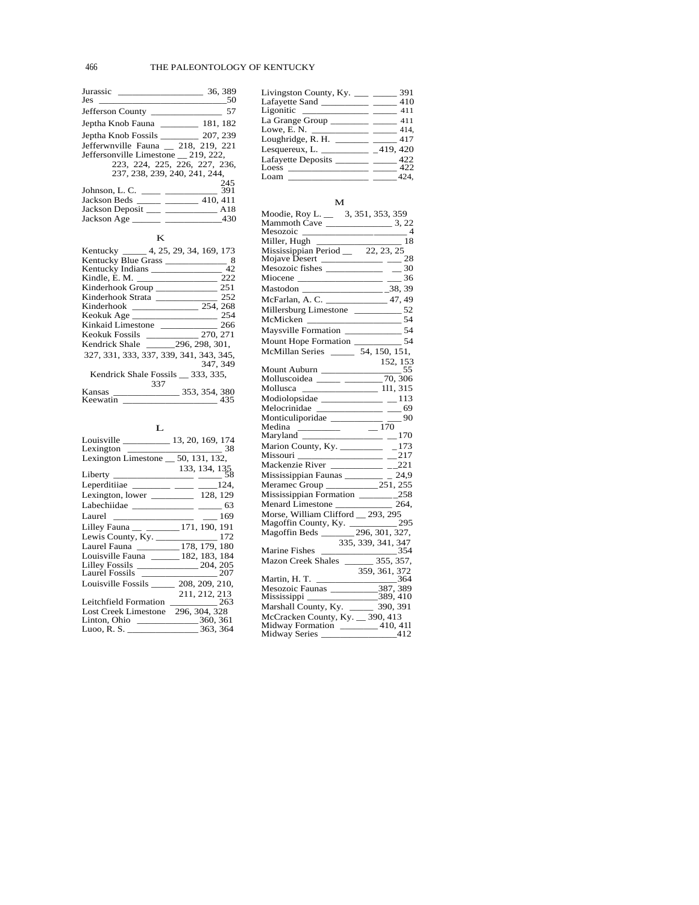Jurassic __________________ 36, 389
Jes ___________________________50
Jefferson County _______________ 57
Jeptha Knob Fauna ________ 181, 182
Jeptha Knob Fossils ________ 207, 239
Jefferwnville Fauna __ 218, 219, 221
Jeffersonville Limestone __ 219, 222, 223, 224, 225, 226, 227, 236, 237, 238, 239, 240, 241, 244, 245
Johnson, L. C. ____ ___________ 391
Jackson Beds _____ _______ 410, 411
Jackson Deposit ___ ___________ A18
Jackson Age ______ ____________430

## K

Kentucky _____ 4, 25, 29, 34, 169, 173
Kentucky Blue Grass _____________ 8
Kentucky Indians _______________ 42
Kindle, E. M. _________________ 222
Kinderhook Group _____________ 251
Kinderhook Strata _____________ 252
Kinderhook ______________ 254, 268
Keokuk Age __________________ 254
Kinkaid Limestone ____________ 266
Keokuk Fossils ___________ 270, 271
Kendrick Shale ______296, 298, 301, 327, 331, 333, 337, 339, 341, 343, 345, 347, 349
Kendrick Shale Fossils __ 333, 335, 337
Kansas ______________ 353, 354, 380
Keewatin ____________________ 435

## L

Louisville __________ 13, 20, 169, 174
Lexington ____________________ 38
Lexington Limestone __ 50, 131, 132, 133, 134, 135
Liberty _________________ _____ 58
Leperditiiae ________ ____ ____124,
Lexington, lower _________ 128, 129
Labechiidae _____________ _____ 63
Laurel _________________ ___ 169
Lilley Fauna __ _______171, 190, 191
Lewis County, Ky. ______________ 172
Laurel Fauna _________178, 179, 180
Louisville Fauna ______ 182, 183, 184
Lilley Fossils _____________ 204, 205
Laurel Fossils _________________ 207
Louisville Fossils _____ 208, 209, 210, 211, 212, 213
Leitchfield Formation __________ 263
Lost Creek Limestone 296, 304, 328
Linton, Ohio _____________360, 361
Luoo, R. S. _______________ 363, 364

Livingston County, Ky. ___ _____ 391
Lafayette Sand __________ _____ 410
Ligonitic ______________ _____ 411
La Grange Group ________ _____ 411
Lowe, E. N. ____________ _____ 414,
Loughridge, R. H. _______ _____ 417
Lesquereux, L. __________ _419, 420
Lafayette Deposits _______ _____ 422
Loess _________________ _____ 422
Loam _________________ _____424,

## M

Moodie, Roy L. __ 3, 351, 353, 359
Mammoth Cave ______________ 3, 22
Mesozoic _______________________ 4
Miller, Hugh __________________ 18
Mississippian Period __ 22, 23, 25
Mojave Desert _____________ ___ 28
Mesozoic fishes ____________ __ 30
Miocene __________________ ___ 36
Mastodon _________________38, 39
McFarlan, A. C. _____________ 47, 49
Millersburg Limestone __________52
McMicken ____________________54
Maysville Formation ____________54
Mount Hope Formation __________54
McMillan Series _____ 54, 150, 151, 152, 153
Mount Auburn _________________55
Molluscoidea _____ ________70, 306
Mollusca ________________ 1l1, 315
Modiolopsidae _____________ __113
Melocrinidae ______________ ___69
Monticuliporidae ___________ ___90
Medina ________ __ 170
Maryland _________________ __170
Marion County, Ky. _________ _173
Missouri __________________ __217
Mackenzie River ___________ __221
Mississippian Faunas ________ _ 24,9
Meramec Group ___________251, 255
Mississippian Formation ________258
Menard Limestone ____________ 264,
Morse, William Clifford __ 293, 295
Magoffin County, Ky. ___________295
Magoffin Beds _______ 296, 301, 327, 335, 339, 341, 347
Marine Fishes _________________354
Mazon Creek Shales ______ 355, 357, 359, 361, 372
Martin, H. T. _________________364
Mesozoic Faunas __________387, 389
Mississippi _______________389, 410
Marshall County, Ky. _____ 390, 391
McCracken County, Ky. __ 390, 413
Midway Formation ________ 410, 41l
Midway Series ________________412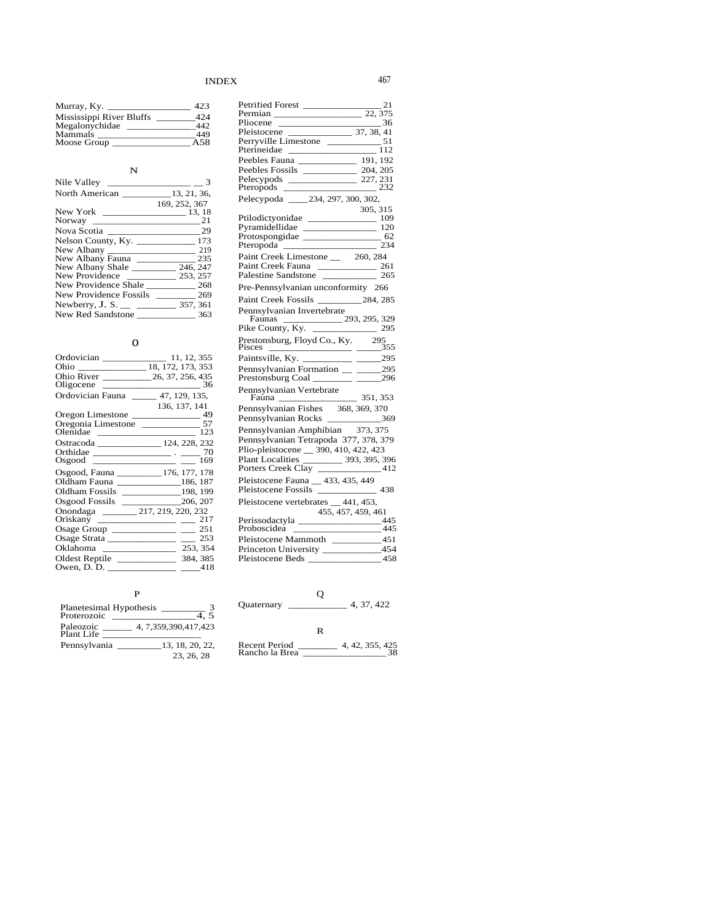Murray, Ky. \_\_\_\_\_\_\_\_\_\_\_\_\_\_\_\_ 423
Mississippi River Bluffs \_\_\_\_\_\_\_\_424
Megalonychidae \_\_\_\_\_\_\_\_\_\_\_\_\_\_442
Mammals \_\_\_\_\_\_\_\_\_\_\_\_\_\_\_\_\_\_\_449
Moose Group \_\_\_\_\_\_\_\_\_\_\_\_\_\_\_\_A58

## N

Nile Valley \_\_\_\_\_\_\_\_\_\_\_\_\_\_\_\_\_ \_\_ 3
North American \_\_\_\_\_\_\_\_\_\_13, 21, 36, 169, 252, 367
New York \_\_\_\_\_\_\_\_\_\_\_\_\_\_\_\_\_\_ 13, 18
Norway \_\_\_\_\_\_\_\_\_\_\_\_\_\_\_\_\_\_\_\_\_\_ 21
Nova Scotia \_\_\_\_\_\_\_\_\_\_\_\_\_\_\_\_\_\_\_29
Nelson County, Ky. \_\_\_\_\_\_\_\_\_\_\_\_ 173
New Albany \_\_\_\_\_\_\_\_\_\_\_\_\_\_\_\_\_\_ 219
New Albany Fauna \_\_\_\_\_\_\_\_\_\_\_\_ 235
New Albany Shale \_\_\_\_\_\_\_\_\_ 246, 247
New Providence \_\_\_\_\_\_\_\_\_\_ 253, 257
New Providence Shale \_\_\_\_\_\_\_\_\_\_ 268
New Providence Fossils \_\_\_\_\_\_\_\_ 269
Newberry, J. S. \_\_ \_\_\_\_\_\_\_\_ 357, 361
New Red Sandstone \_\_\_\_\_\_\_\_\_\_\_\_ 363

## O

Ordovician \_\_\_\_\_\_\_\_\_\_\_\_\_ 11, 12, 355
Ohio \_\_\_\_\_\_\_\_\_\_\_\_\_\_\_ 18, 172, 173, 353
Ohio River \_\_\_\_\_\_\_\_\_\_26, 37, 256, 435
Oligocene \_\_\_\_\_\_\_\_\_\_\_\_\_\_\_\_\_\_\_\_\_ 36
Ordovician Fauna \_\_\_\_\_ 47, 129, 135, 136, 137, 141
Oregon Limestone \_\_\_\_\_\_\_\_\_\_\_\_\_\_ 49
Oregonia Limestone \_\_\_\_\_\_\_\_\_\_\_\_ 57
Olenidae \_\_\_\_\_\_\_\_\_\_\_\_\_\_\_\_\_\_\_\_\_ 123
Ostracoda \_\_\_\_\_\_\_\_\_\_\_\_\_ 124, 228, 232
Orthidae \_\_\_\_\_\_\_\_\_\_\_\_\_\_\_\_ . \_\_\_\_ 70
Osgood \_\_\_\_\_\_\_\_\_\_\_\_\_\_\_\_\_ \_\_\_ 169
Osgood, Fauna \_\_\_\_\_\_\_\_\_ 176, 177, 178
Oldham Fauna \_\_\_\_\_\_\_\_\_\_\_\_\_\_186, 187
Oldham Fossils \_\_\_\_\_\_\_\_\_\_\_\_198, 199
Osgood Fossils \_\_\_\_\_\_\_\_\_\_\_\_206, 207
Onondaga \_\_\_\_\_\_\_ 217, 219, 220, 232
Oriskany \_\_\_\_\_\_\_\_\_\_\_\_\_\_\_\_\_ \_\_\_ 217
Osage Group \_\_\_\_\_\_\_\_\_\_\_\_\_ \_\_\_ 251
Osage Strata \_\_\_\_\_\_\_\_\_\_\_\_\_\_ \_\_\_ 253
Oklahoma \_\_\_\_\_\_\_\_\_\_\_\_\_\_\_ 253, 354
Oldest Reptile \_\_\_\_\_\_\_\_\_\_\_\_ 384, 385
Owen, D. D. \_\_\_\_\_\_\_\_\_\_\_\_\_ \_\_\_\_418

## P

Planetesimal Hypothesis \_\_\_\_\_\_\_\_\_ 3
Proterozoic \_\_\_\_\_\_\_\_\_\_\_\_\_\_\_\_\_ 4, 5
Paleozoic \_\_\_\_\_\_ 4, 7,359,390,417,423
Plant Life \_\_\_\_\_\_\_\_\_\_\_\_\_\_\_\_\_\_\_\_\_
Pennsylvania \_\_\_\_\_\_\_\_\_13, 18, 20, 22, 23, 26, 28
Petrified Forest \_\_\_\_\_\_\_\_\_\_\_\_\_\_\_\_ 21
Permian \_\_\_\_\_\_\_\_\_\_\_\_\_\_\_\_\_\_ 22, 375
Pliocene \_\_\_\_\_\_\_\_\_\_\_\_\_\_\_\_\_\_\_\_\_36
Pleistocene \_\_\_\_\_\_\_\_\_\_\_\_\_ 37, 38, 41
Perryville Limestone \_\_\_\_\_\_\_\_\_\_\_ 51
Pterineidae \_\_\_\_\_\_\_\_\_\_\_\_\_\_\_\_\_\_ 112
Peebles Fauna \_\_\_\_\_\_\_\_\_\_\_\_ 191, 192
Peebles Fossils \_\_\_\_\_\_\_\_\_\_\_ 204, 205
Pelecypods \_\_\_\_\_\_\_\_\_\_\_\_\_\_ 227, 231
Pteropods \_\_\_\_\_\_\_\_\_\_\_\_\_\_\_\_\_\_\_ 232
Pelecypoda \_\_\_\_234, 297, 300, 302, 305, 315
Ptilodictyonidae \_\_\_\_\_\_\_\_\_\_\_\_\_\_ 109
Pyramidellidae \_\_\_\_\_\_\_\_\_\_\_\_\_\_\_ 120
Protospongidae \_\_\_\_\_\_\_\_\_\_\_\_\_\_\_\_ 62
Pteropoda \_\_\_\_\_\_\_\_\_\_\_\_\_\_\_\_\_\_\_ 234
Paint Creek Limestone \_\_ 260, 284
Paint Creek Fauna \_\_\_\_\_\_\_\_\_\_\_\_ 261
Palestine Sandstone \_\_\_\_\_\_\_\_\_\_\_ 265
Pre-Pennsylvanian unconformity 266
Paint Creek Fossils \_\_\_\_\_\_\_\_\_284, 285
Pennsylvanian Invertebrate Faunas \_\_\_\_\_\_\_\_\_\_\_\_ 293, 295, 329
Pike County, Ky. \_\_\_\_\_\_\_\_\_\_\_\_\_ 295
Prestonsburg, Floyd Co., Ky. 295
Pisces \_\_\_\_\_\_\_\_\_\_\_\_\_\_\_\_\_\_\_ \_\_\_\_\_355
Paintsville, Ky. \_\_\_\_\_\_\_\_\_\_ \_\_\_\_\_295
Pennsylvanian Formation \_\_ \_\_\_\_\_295
Prestonsburg Coal \_\_\_\_\_\_\_\_ \_\_\_\_\_296
Pennsylvanian Vertebrate Fauna \_\_\_\_\_\_\_\_\_\_\_\_\_\_\_\_ 351, 353
Pennsylvanian Fishes 368, 369, 370
Pennsylvanian Rocks \_\_\_\_\_\_\_\_\_\_\_369
Pennsylvanian Amphibian 373, 375
Pennsylvanian Tetrapoda 377, 378, 379
Plio-pleistocene \_\_ 390, 410, 422, 423
Plant Localities \_\_\_\_\_\_\_\_ 393, 395, 396
Porters Creek Clay \_\_\_\_\_\_\_\_\_\_\_\_\_412
Pleistocene Fauna \_\_ 433, 435, 449
Pleistocene Fossils \_\_\_\_\_\_\_\_\_\_\_\_ 438
Pleistocene vertebrates \_\_ 441, 453, 455, 457, 459, 461
Perissodactyla \_\_\_\_\_\_\_\_\_\_\_\_\_\_\_\_\_445
Proboscidea \_\_\_\_\_\_\_\_\_\_\_\_\_\_\_\_\_\_\_445
Pleistocene Mammoth \_\_\_\_\_\_\_\_\_\_451
Princeton University \_\_\_\_\_\_\_\_\_\_\_\_454
Pleistocene Beds \_\_\_\_\_\_\_\_\_\_\_\_\_\_ 458

## Q

Quaternary \_\_\_\_\_\_\_\_\_\_\_\_ 4, 37, 422

## R

Recent Period \_\_\_\_\_\_\_\_ 4, 42, 355, 425
Rancho la Brea \_\_\_\_\_\_\_\_\_\_\_\_\_\_\_\_\_38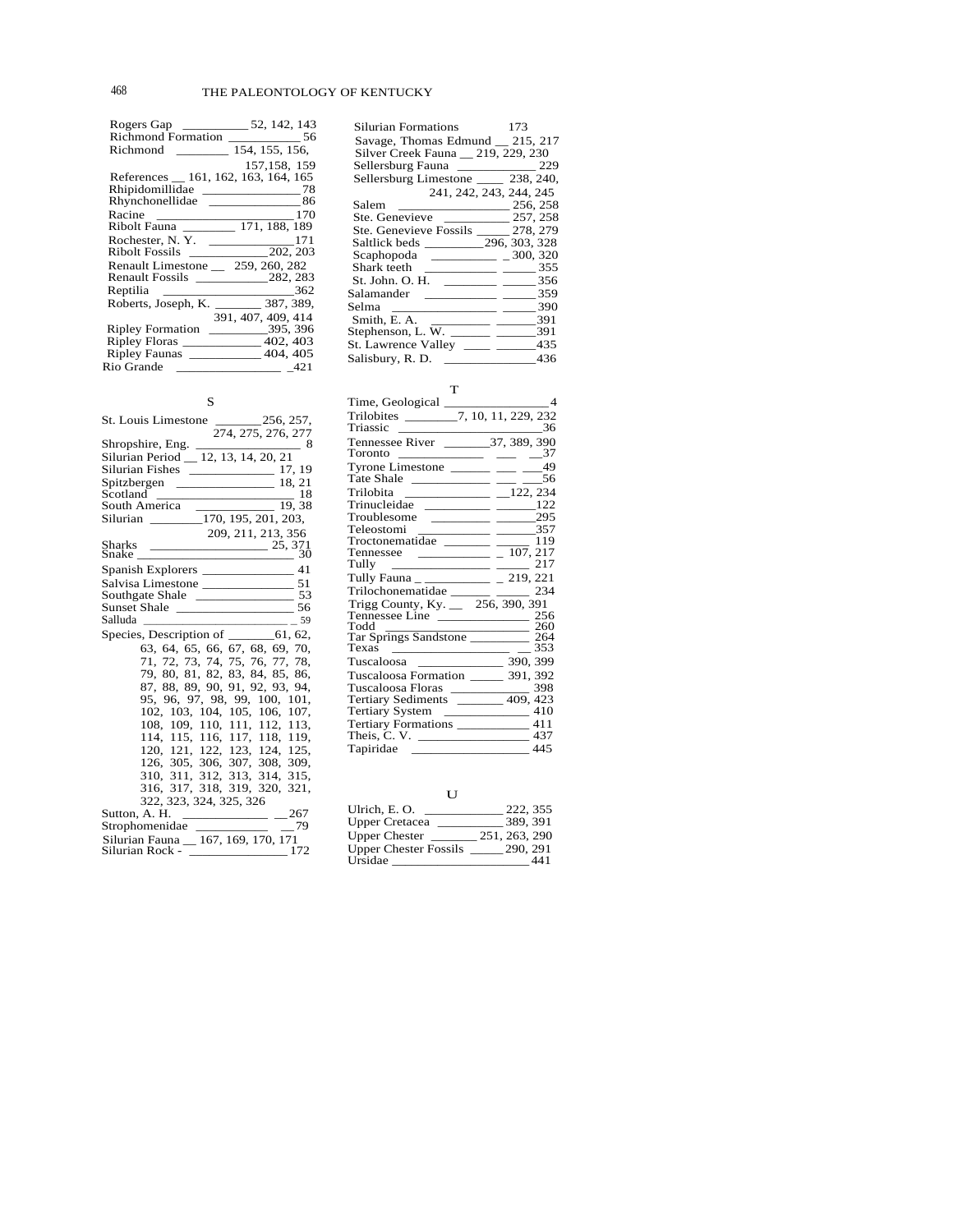Rogers Gap ........ 52, 142, 143
Richmond Formation ........ 56
Richmond ........ 154, 155, 156, 157, 158, 159
References ........ 161, 162, 163, 164, 165
Rhipidomillidae ........ 78
Rhynchonellidae ........ 86
Racine ........ 170
Ribolt Fauna ........ 171, 188, 189
Rochester, N. Y. ........ 171
Ribolt Fossils ........ 202, 203
Renault Limestone ........ 259, 260, 282
Renault Fossils ........ 282, 283
Reptilia ........ 362
Roberts, Joseph, K. ........ 387, 389, 391, 407, 409, 414
Ripley Formation ........ 395, 396
Ripley Floras ........ 402, 403
Ripley Faunas ........ 404, 405
Rio Grande ........ 421

## S

St. Louis Limestone ........ 256, 257, 274, 275, 276, 277
Shropshire, Eng. ........ 8
Silurian Period ........ 12, 13, 14, 20, 21
Silurian Fishes ........ 17, 19
Spitzbergen ........ 18, 21
Scotland ........ 18
South America ........ 19, 38
Silurian ........ 170, 195, 201, 203, 209, 211, 213, 356
Sharks ........ 25, 371
Snake ........ 30
Spanish Explorers ........ 41
Salvisa Limestone ........ 51
Southgate Shale ........ 53
Sunset Shale ........ 56
Salluda ........ 59
Species, Description of ........ 61, 62, 63, 64, 65, 66, 67, 68, 69, 70, 71, 72, 73, 74, 75, 76, 77, 78, 79, 80, 81, 82, 83, 84, 85, 86, 87, 88, 89, 90, 91, 92, 93, 94, 95, 96, 97, 98, 99, 100, 101, 102, 103, 104, 105, 106, 107, 108, 109, 110, 111, 112, 113, 114, 115, 116, 117, 118, 119, 120, 121, 122, 123, 124, 125, 126, 305, 306, 307, 308, 309, 310, 311, 312, 313, 314, 315, 316, 317, 318, 319, 320, 321, 322, 323, 324, 325, 326
Sutton, A. H. ........ 267
Strophomenidae ........ 79
Silurian Fauna ........ 167, 169, 170, 171
Silurian Rock ........ 172
Silurian Formations ........ 173
Savage, Thomas Edmund ........ 215, 217
Silver Creek Fauna ........ 219, 229, 230
Sellersburg Fauna ........ 229
Sellersburg Limestone ........ 238, 240, 241, 242, 243, 244, 245
Salem ........ 256, 258
Ste. Genevieve ........ 257, 258
Ste. Genevieve Fossils ........ 278, 279
Saltlick beds ........ 296, 303, 328
Scaphopoda ........ 300, 320
Shark teeth ........ 355
St. John. O. H. ........ 356
Salamander ........ 359
Selma ........ 390
Smith, E. A. ........ 391
Stephenson, L. W. ........ 391
St. Lawrence Valley ........ 435
Salisbury, R. D. ........ 436

## T

Time, Geological ........ 4
Trilobites ........ 7, 10, 11, 229, 232
Triassic ........ 36
Tennessee River ........ 37, 389, 390
Toronto ........ 37
Tyrone Limestone ........ 49
Tate Shale ........ 56
Trilobita ........ 122, 234
Trinucleidae ........ 122
Troublesome ........ 295
Teleostomi ........ 357
Troctonematidae ........ 119
Tennessee ........ 107, 217
Tully ........ 217
Tully Fauna ........ 219, 221
Trilochonematidae ........ 234
Trigg County, Ky. ........ 256, 390, 391
Tennessee Line ........ 256
Todd ........ 260
Tar Springs Sandstone ........ 264
Texas ........ 353
Tuscaloosa ........ 390, 399
Tuscaloosa Formation ........ 391, 392
Tuscaloosa Floras ........ 398
Tertiary Sediments ........ 409, 423
Tertiary System ........ 410
Tertiary Formations ........ 411
Theis, C. V. ........ 437
Tapiridae ........ 445

## U

Ulrich, E. O. ........ 222, 355
Upper Cretacea ........ 389, 391
Upper Chester ........ 251, 263, 290
Upper Chester Fossils ........ 290, 291
Ursidae ........ 441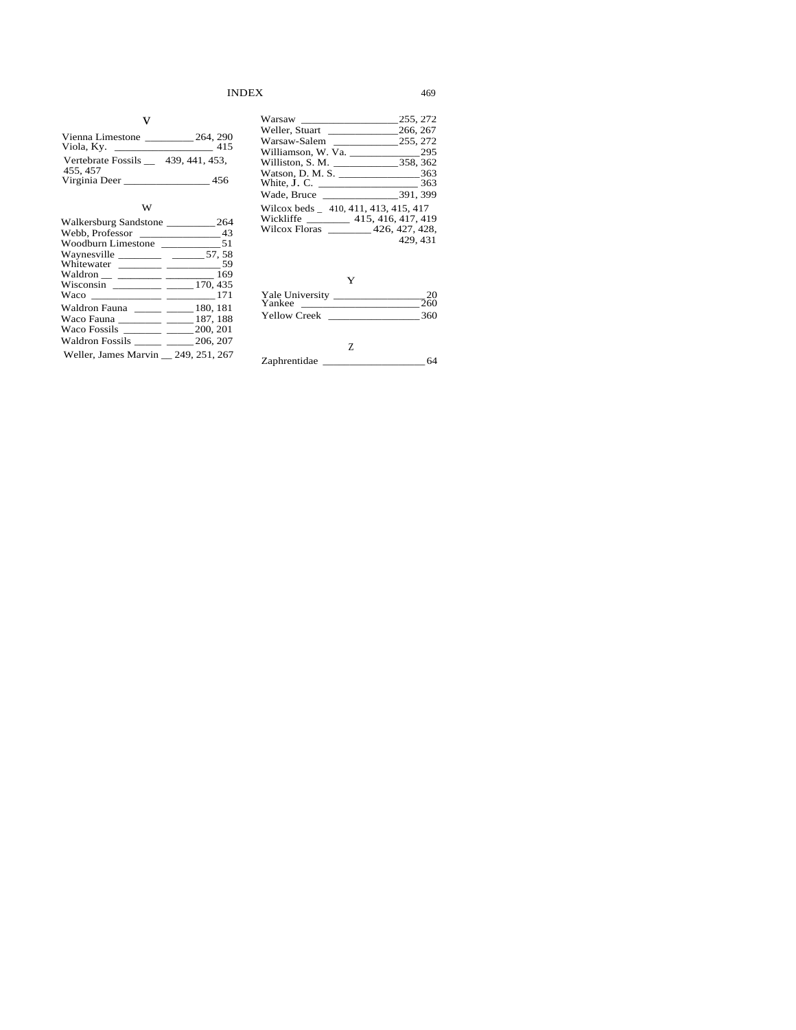# INDEX

## V

Vienna Limestone _________ 264, 290
Viola, Ky. __________________ 415
Vertebrate Fossils __ 439, 441, 453, 455, 457
Virginia Deer _______________ 456

## W

Walkersburg Sandstone _________ 264
Webb, Professor _______________ 43
Woodburn Limestone ___________ 51
Waynesville ________ ______ 57, 58
Whitewater ________ __________ 59
Waldron __ ________ _________ 169
Wisconsin _________ _____ 170, 435
Waco _____________ _________ 171
Waldron Fauna _____ _____ 180, 181
Waco Fauna ________ _____ 187, 188
Waco Fossils _______ _____ 200, 201
Waldron Fossils _____ _____ 206, 207
Weller, James Marvin __ 249, 251, 267
Warsaw _________________ 255, 272
Weller, Stuart _____________ 266, 267
Warsaw-Salem ____________ 255, 272
Williamson, W. Va. _____________ 295
Williston, S. M. ____________ 358, 362
Watson, D. M. S. _______________ 363
White, J. C. ___________________ 363
Wade, Bruce ______________ 391, 399
Wilcox beds _ 410, 411, 413, 415, 417
Wickliffe ________ 415, 416, 417, 419
Wilcox Floras ________ 426, 427, 428, 429, 431

## Y

Yale University _________________ 20
Yankee _______________________ 260
Yellow Creek _________________ 360

## Z

Zaphrentidae ___________________ 64